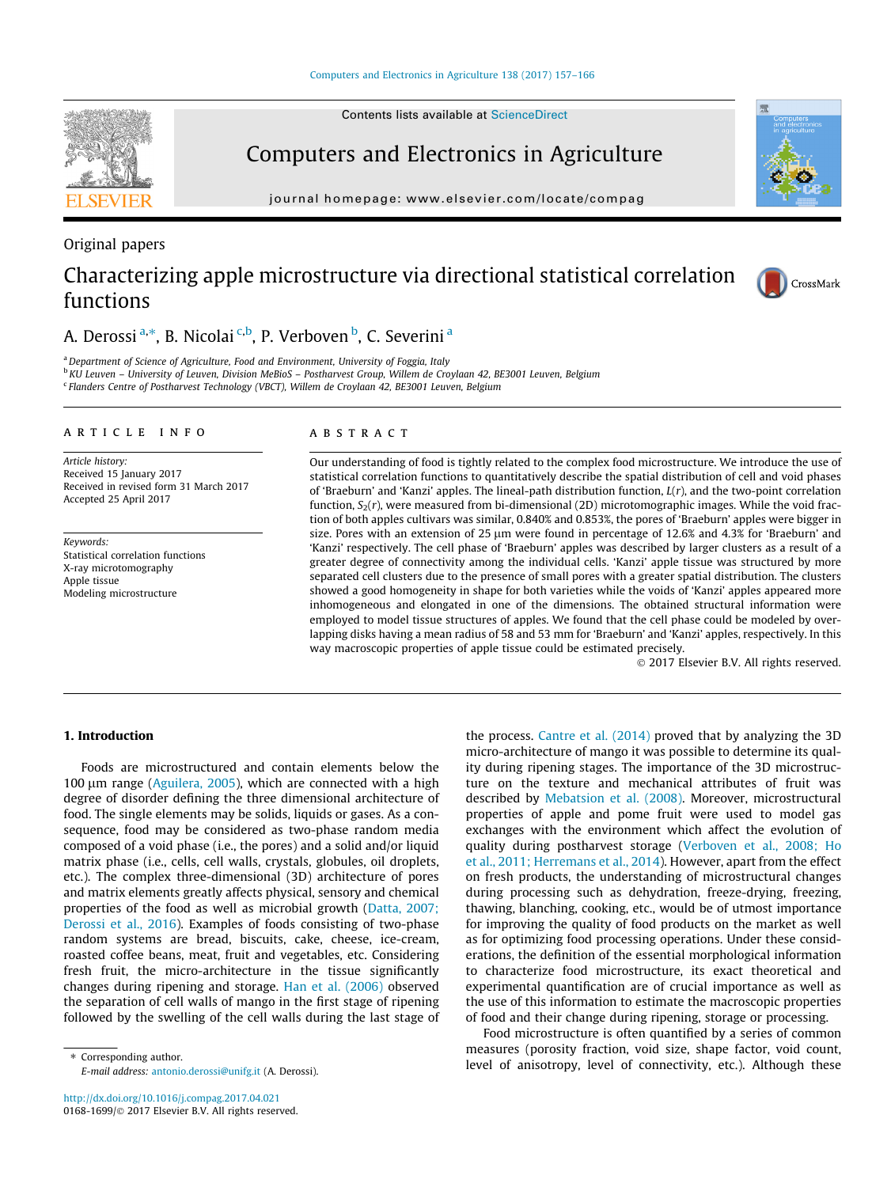Original papers

# Characterizing apple microstructure via directional statistical correlation functions

A. Derossi [a,*], B. Nicolai [c,b], P. Verboven [b], C. Severini [a]

[a] Department of Science of Agriculture, Food and Environment, University of Foggia, Italy
[b] KU Leuven – University of Leuven, Division MeBioS – Postharvest Group, Willem de Croylaan 42, BE3001 Leuven, Belgium
[c] Flanders Centre of Postharvest Technology (VBCT), Willem de Croylaan 42, BE3001 Leuven, Belgium

**ARTICLE INFO**

*Article history:*
Received 15 January 2017
Received in revised form 31 March 2017
Accepted 25 April 2017

*Keywords:*
Statistical correlation functions
X-ray microtomography
Apple tissue
Modeling microstructure

**ABSTRACT**

Our understanding of food is tightly related to the complex food microstructure. We introduce the use of statistical correlation functions to quantitatively describe the spatial distribution of cell and void phases of 'Braeburn' and 'Kanzi' apples. The lineal-path distribution function, $L(r)$, and the two-point correlation function, $S_2(r)$, were measured from bi-dimensional (2D) microtomographic images. While the void fraction of both apples cultivars was similar, 0.840% and 0.853%, the pores of 'Braeburn' apples were bigger in size. Pores with an extension of 25 µm were found in percentage of 12.6% and 4.3% for 'Braeburn' and 'Kanzi' respectively. The cell phase of 'Braeburn' apples was described by larger clusters as a result of a greater degree of connectivity among the individual cells. 'Kanzi' apple tissue was structured by more separated cell clusters due to the presence of small pores with a greater spatial distribution. The clusters showed a good homogeneity in shape for both varieties while the voids of 'Kanzi' apples appeared more inhomogeneous and elongated in one of the dimensions. The obtained structural information were employed to model tissue structures of apples. We found that the cell phase could be modeled by overlapping disks having a mean radius of 58 and 53 mm for 'Braeburn' and 'Kanzi' apples, respectively. In this way macroscopic properties of apple tissue could be estimated precisely.

© 2017 Elsevier B.V. All rights reserved.

## 1. Introduction

Foods are microstructured and contain elements below the 100 µm range (Aguilera, 2005), which are connected with a high degree of disorder defining the three dimensional architecture of food. The single elements may be solids, liquids or gases. As a consequence, food may be considered as two-phase random media composed of a void phase (i.e., the pores) and a solid and/or liquid matrix phase (i.e., cells, cell walls, crystals, globules, oil droplets, etc.). The complex three-dimensional (3D) architecture of pores and matrix elements greatly affects physical, sensory and chemical properties of the food as well as microbial growth (Datta, 2007; Derossi et al., 2016). Examples of foods consisting of two-phase random systems are bread, biscuits, cake, cheese, ice-cream, roasted coffee beans, meat, fruit and vegetables, etc. Considering fresh fruit, the micro-architecture in the tissue significantly changes during ripening and storage. Han et al. (2006) observed the separation of cell walls of mango in the first stage of ripening followed by the swelling of the cell walls during the last stage of the process. Cantre et al. (2014) proved that by analyzing the 3D micro-architecture of mango it was possible to determine its quality during ripening stages. The importance of the 3D microstructure on the texture and mechanical attributes of fruit was described by Mebatsion et al. (2008). Moreover, microstructural properties of apple and pome fruit were used to model gas exchanges with the environment which affect the evolution of quality during postharvest storage (Verboven et al., 2008; Ho et al., 2011; Herremans et al., 2014). However, apart from the effect on fresh products, the understanding of microstructural changes during processing such as dehydration, freeze-drying, freezing, thawing, blanching, cooking, etc., would be of utmost importance for improving the quality of food products on the market as well as for optimizing food processing operations. Under these considerations, the definition of the essential morphological information to characterize food microstructure, its exact theoretical and experimental quantification are of crucial importance as well as the use of this information to estimate the macroscopic properties of food and their change during ripening, storage or processing.

Food microstructure is often quantified by a series of common measures (porosity fraction, void size, shape factor, void count, level of anisotropy, level of connectivity, etc.). Although these

* Corresponding author.
E-mail address: antonio.derossi@unifg.it (A. Derossi).

http://dx.doi.org/10.1016/j.compag.2017.04.021
0168-1699/© 2017 Elsevier B.V. All rights reserved.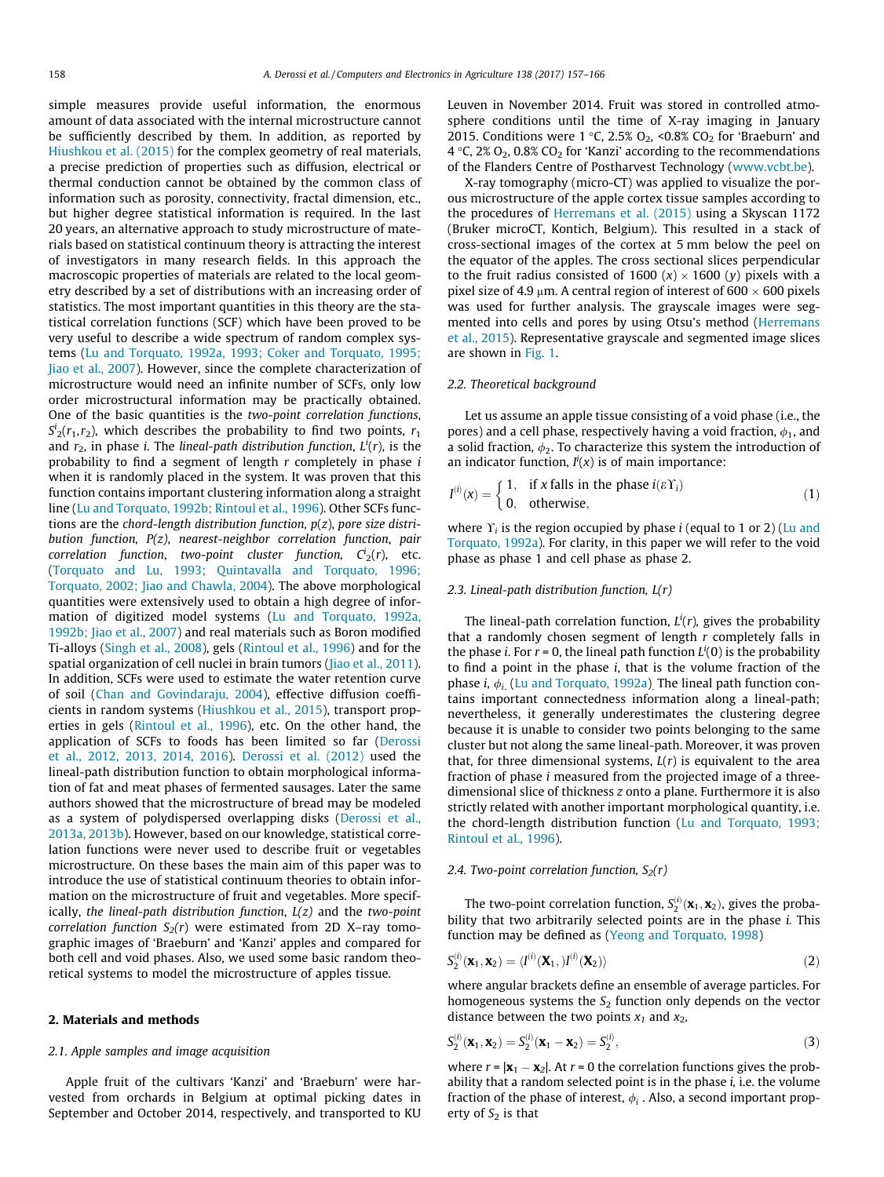simple measures provide useful information, the enormous amount of data associated with the internal microstructure cannot be sufficiently described by them. In addition, as reported by Hiushkou et al. (2015) for the complex geometry of real materials, a precise prediction of properties such as diffusion, electrical or thermal conduction cannot be obtained by the common class of information such as porosity, connectivity, fractal dimension, etc., but higher degree statistical information is required. In the last 20 years, an alternative approach to study microstructure of materials based on statistical continuum theory is attracting the interest of investigators in many research fields. In this approach the macroscopic properties of materials are related to the local geometry described by a set of distributions with an increasing order of statistics. The most important quantities in this theory are the statistical correlation functions (SCF) which have been proved to be very useful to describe a wide spectrum of random complex systems (Lu and Torquato, 1992a, 1993; Coker and Torquato, 1995; Jiao et al., 2007). However, since the complete characterization of microstructure would need an infinite number of SCFs, only low order microstructural information may be practically obtained. One of the basic quantities is the *two-point correlation functions*, $S^i_2(r_1,r_2)$, which describes the probability to find two points, $r_1$ and $r_2$, in phase *i*. The *lineal-path distribution function*, $L^i(r)$, is the probability to find a segment of length *r* completely in phase *i* when it is randomly placed in the system. It was proven that this function contains important clustering information along a straight line (Lu and Torquato, 1992b; Rintoul et al., 1996). Other SCFs functions are the *chord-length distribution function*, *p*(*z*), *pore size distribution function*, *P*(*z*), *nearest-neighbor correlation function*, *pair correlation function*, *two-point cluster function*, $C^i_2(r)$, etc. (Torquato and Lu, 1993; Quintavalla and Torquato, 1996; Torquato, 2002; Jiao and Chawla, 2004). The above morphological quantities were extensively used to obtain a high degree of information of digitized model systems (Lu and Torquato, 1992a, 1992b; Jiao et al., 2007) and real materials such as Boron modified Ti-alloys (Singh et al., 2008), gels (Rintoul et al., 1996) and for the spatial organization of cell nuclei in brain tumors (Jiao et al., 2011). In addition, SCFs were used to estimate the water retention curve of soil (Chan and Govindaraju, 2004), effective diffusion coefficients in random systems (Hiushkou et al., 2015), transport properties in gels (Rintoul et al., 1996), etc. On the other hand, the application of SCFs to foods has been limited so far (Derossi et al., 2012, 2013, 2014, 2016). Derossi et al. (2012) used the lineal-path distribution function to obtain morphological information of fat and meat phases of fermented sausages. Later the same authors showed that the microstructure of bread may be modeled as a system of polydispersed overlapping disks (Derossi et al., 2013a, 2013b). However, based on our knowledge, statistical correlation functions were never used to describe fruit or vegetables microstructure. On these bases the main aim of this paper was to introduce the use of statistical continuum theories to obtain information on the microstructure of fruit and vegetables. More specifically, *the lineal-path distribution function*, *L*(*z*) and the *two-point correlation function* $S_2(r)$ were estimated from 2D X–ray tomographic images of 'Braeburn' and 'Kanzi' apples and compared for both cell and void phases. Also, we used some basic random theoretical systems to model the microstructure of apples tissue.

## 2. Materials and methods

### 2.1. Apple samples and image acquisition

Apple fruit of the cultivars 'Kanzi' and 'Braeburn' were harvested from orchards in Belgium at optimal picking dates in September and October 2014, respectively, and transported to KU Leuven in November 2014. Fruit was stored in controlled atmosphere conditions until the time of X-ray imaging in January 2015. Conditions were 1 °C, 2.5% $O_2$, <0.8% $CO_2$ for 'Braeburn' and 4 °C, 2% $O_2$, 0.8% $CO_2$ for 'Kanzi' according to the recommendations of the Flanders Centre of Postharvest Technology (www.vcbt.be).

X-ray tomography (micro-CT) was applied to visualize the porous microstructure of the apple cortex tissue samples according to the procedures of Herremans et al. (2015) using a Skyscan 1172 (Bruker microCT, Kontich, Belgium). This resulted in a stack of cross-sectional images of the cortex at 5 mm below the peel on the equator of the apples. The cross sectional slices perpendicular to the fruit radius consisted of 1600 (*x*) × 1600 (*y*) pixels with a pixel size of 4.9 μm. A central region of interest of 600 × 600 pixels was used for further analysis. The grayscale images were segmented into cells and pores by using Otsu's method (Herremans et al., 2015). Representative grayscale and segmented image slices are shown in Fig. 1.

### 2.2. Theoretical background

Let us assume an apple tissue consisting of a void phase (i.e., the pores) and a cell phase, respectively having a void fraction, $\phi_1$, and a solid fraction, $\phi_2$. To characterize this system the introduction of an indicator function, $I^i(x)$ is of main importance:

$$I^{(i)}(x) = \begin{cases} 1, & \text{if } x \text{ falls in the phase } i(\varepsilon \Upsilon_i) \\ 0, & \text{otherwise}, \end{cases} \tag{1}$$

where $\Upsilon_i$ is the region occupied by phase *i* (equal to 1 or 2) (Lu and Torquato, 1992a). For clarity, in this paper we will refer to the void phase as phase 1 and cell phase as phase 2.

### 2.3. Lineal-path distribution function, L(r)

The lineal-path correlation function, $L^i(r)$, gives the probability that a randomly chosen segment of length *r* completely falls in the phase *i*. For *r* = 0, the lineal path function $L^i(0)$ is the probability to find a point in the phase *i*, that is the volume fraction of the phase *i*, $\phi_i$. (Lu and Torquato, 1992a). The lineal path function contains important connectedness information along a lineal-path; nevertheless, it generally underestimates the clustering degree because it is unable to consider two points belonging to the same cluster but not along the same lineal-path. Moreover, it was proven that, for three dimensional systems, *L*(*r*) is equivalent to the area fraction of phase *i* measured from the projected image of a three-dimensional slice of thickness *z* onto a plane. Furthermore it is also strictly related with another important morphological quantity, i.e. the chord-length distribution function (Lu and Torquato, 1993; Rintoul et al., 1996).

### 2.4. Two-point correlation function, $S_2(r)$

The two-point correlation function, $S^{(i)}_2(\mathbf{x}_1,\mathbf{x}_2)$, gives the probability that two arbitrarily selected points are in the phase *i*. This function may be defined as (Yeong and Torquato, 1998)

$$S^{(i)}_2(\mathbf{x}_1,\mathbf{x}_2) = \langle I^{(i)}(\mathbf{X}_1,)I^{(i)}(\mathbf{X}_2)\rangle \tag{2}$$

where angular brackets define an ensemble of average particles. For homogeneous systems the $S_2$ function only depends on the vector distance between the two points $x_1$ and $x_2$,

$$S^{(i)}_2(\mathbf{x}_1,\mathbf{x}_2) = S^{(i)}_2(\mathbf{x}_1 - \mathbf{x}_2) = S^{(i)}_2, \tag{3}$$

where $r = |\mathbf{x}_1 - \mathbf{x}_2|$. At *r* = 0 the correlation functions gives the probability that a random selected point is in the phase *i*, i.e. the volume fraction of the phase of interest, $\phi_i$. Also, a second important property of $S_2$ is that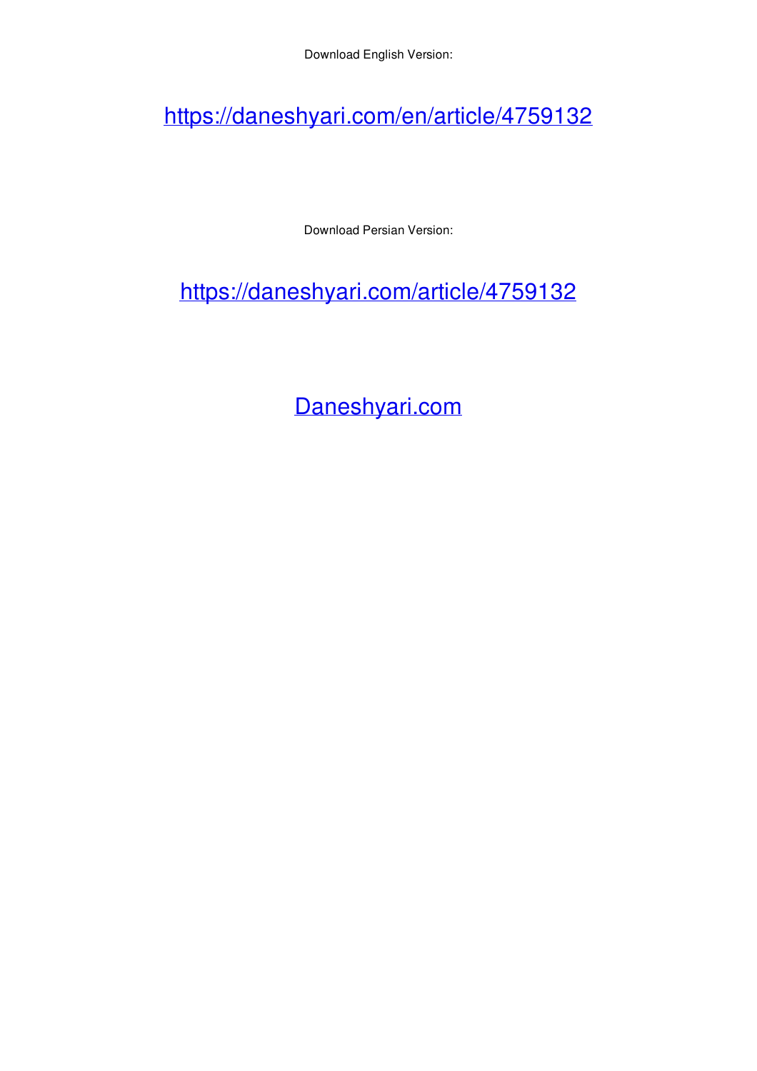Download English Version:

https://daneshyari.com/en/article/4759132

Download Persian Version:

https://daneshyari.com/article/4759132

Daneshyari.com